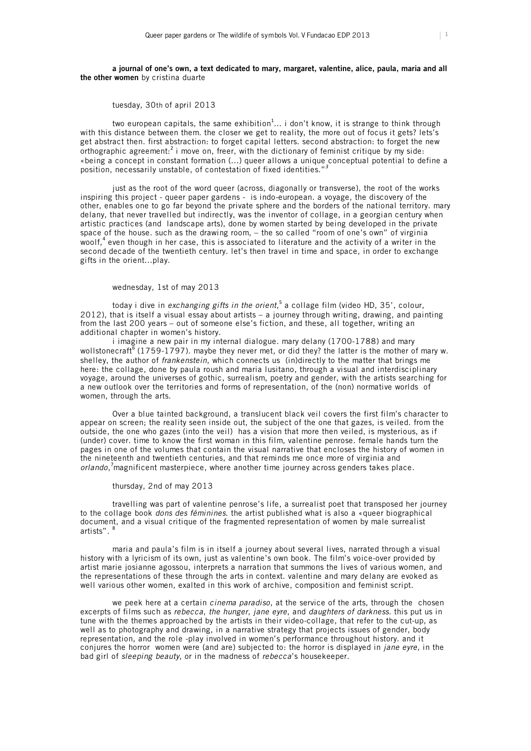**a journal of one's own, a text dedicated to mary, margaret, valentine, alice, paula, maria and all the other women** by cristina duarte

tuesday, 30th of april 2013

two european capitals, the same exhibition[1]... i don't know, it is strange to think through with this distance between them. the closer we get to reality, the more out of focus it gets? lets's get abstract then. first abstraction: to forget capital letters. second abstraction: to forget the new orthographic agreement:[2] i move on, freer, with the dictionary of feminist critique by my side: «being a concept in constant formation (...) queer allows a unique conceptual potential to define a position, necessarily unstable, of contestation of fixed identities."[3]

just as the root of the word queer (across, diagonally or transverse), the root of the works inspiring this project - queer paper gardens - is indo-european. a voyage, the discovery of the other, enables one to go far beyond the private sphere and the borders of the national territory. mary delany, that never travelled but indirectly, was the inventor of collage, in a georgian century when artistic practices (and landscape arts), done by women started by being developed in the private space of the house. such as the drawing room, – the so called "room of one's own" of virginia woolf,[4] even though in her case, this is associated to literature and the activity of a writer in the second decade of the twentieth century. let's then travel in time and space, in order to exchange gifts in the orient...play.

wednesday, 1st of may 2013

today i dive in *exchanging gifts in the orient*,[5] a collage film (video HD, 35', colour, 2012), that is itself a visual essay about artists – a journey through writing, drawing, and painting from the last 200 years – out of someone else's fiction, and these, all together, writing an additional chapter in women's history.

i imagine a new pair in my internal dialogue. mary delany (1700-1788) and mary wollstonecraft[6] (1759-1797). maybe they never met, or did they? the latter is the mother of mary w. shelley, the author of *frankenstein*, which connects us (in)directly to the matter that brings me here: the collage, done by paula roush and maria lusitano, through a visual and interdisciplinary voyage, around the universes of gothic, surrealism, poetry and gender, with the artists searching for a new outlook over the territories and forms of representation, of the (non) normative worlds of women, through the arts.

Over a blue tainted background, a translucent black veil covers the first film's character to appear on screen; the reality seen inside out, the subject of the one that gazes, is veiled. from the outside, the one who gazes (into the veil) has a vision that more then veiled, is mysterious, as if (under) cover. time to know the first woman in this film, valentine penrose. female hands turn the pages in one of the volumes that contain the visual narrative that encloses the history of women in the nineteenth and twentieth centuries, and that reminds me once more of virginia and *orlando*,[7]magnificent masterpiece, where another time journey across genders takes place.

thursday, 2nd of may 2013

travelling was part of valentine penrose's life, a surrealist poet that transposed her journey to the collage book *dons des féminines*. the artist published what is also a «queer biographical document, and a visual critique of the fragmented representation of women by male surrealist artists". [8]

maria and paula's film is in itself a journey about several lives, narrated through a visual history with a lyricism of its own, just as valentine's own book. The film's voice-over provided by artist marie josianne agossou, interprets a narration that summons the lives of various women, and the representations of these through the arts in context. valentine and mary delany are evoked as well various other women, exalted in this work of archive, composition and feminist script.

we peek here at a certain *cinema paradiso*, at the service of the arts, through the chosen excerpts of films such as *rebecca*, *the hunger*, *jane eyre*, and *daughters of darkness*. this put us in tune with the themes approached by the artists in their video-collage, that refer to the cut-up, as well as to photography and drawing, in a narrative strategy that projects issues of gender, body representation, and the role -play involved in women's performance throughout history. and it conjures the horror women were (and are) subjected to: the horror is displayed in *jane eyre*, in the bad girl of *sleeping beauty*, or in the madness of *rebecca*'s housekeeper.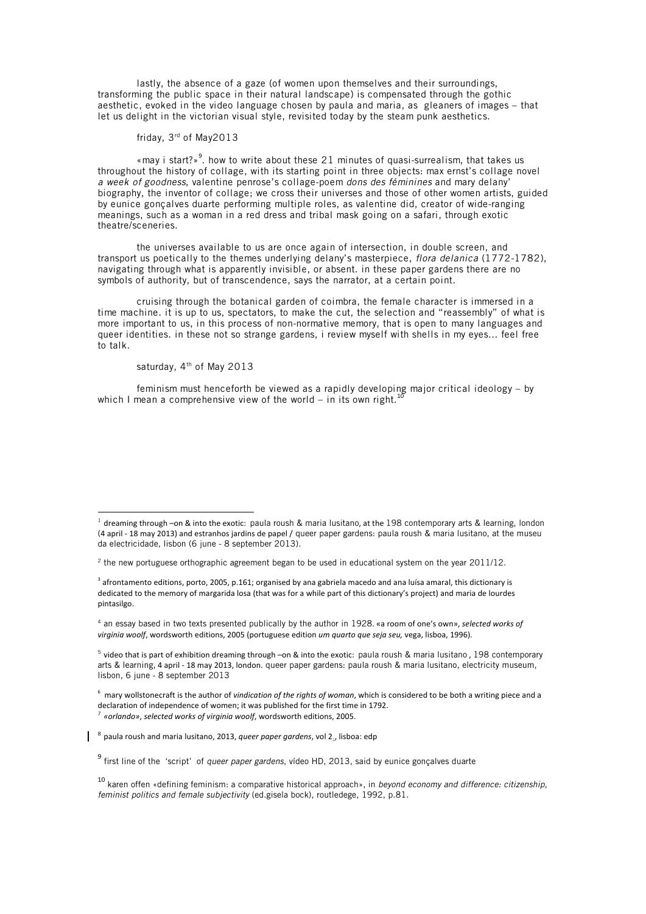lastly, the absence of a gaze (of women upon themselves and their surroundings, transforming the public space in their natural landscape) is compensated through the gothic aesthetic, evoked in the video language chosen by paula and maria, as gleaners of images – that let us delight in the victorian visual style, revisited today by the steam punk aesthetics.

friday, 3rd of May2013

«may i start?»[9]. how to write about these 21 minutes of quasi-surrealism, that takes us throughout the history of collage, with its starting point in three objects: max ernst's collage novel *a week of goodness*, valentine penrose's collage-poem *dons des féminines* and mary delany' biography, the inventor of collage; we cross their universes and those of other women artists, guided by eunice gonçalves duarte performing multiple roles, as valentine did, creator of wide-ranging meanings, such as a woman in a red dress and tribal mask going on a safari, through exotic theatre/sceneries.

the universes available to us are once again of intersection, in double screen, and transport us poetically to the themes underlying delany's masterpiece, *flora delanica* (1772-1782), navigating through what is apparently invisible, or absent. in these paper gardens there are no symbols of authority, but of transcendence, says the narrator, at a certain point.

cruising through the botanical garden of coimbra, the female character is immersed in a time machine. it is up to us, spectators, to make the cut, the selection and "reassembly" of what is more important to us, in this process of non-normative memory, that is open to many languages and queer identities. in these not so strange gardens, i review myself with shells in my eyes... feel free to talk.

saturday, 4th of May 2013

feminism must henceforth be viewed as a rapidly developing major critical ideology – by which I mean a comprehensive view of the world – in its own right.[10]

---

[1] dreaming through –on & into the exotic: paula roush & maria lusitano, at the 198 contemporary arts & learning, london (4 april - 18 may 2013) and estranhos jardins de papel / queer paper gardens: paula roush & maria lusitano, at the museu da electricidade, lisbon (6 june - 8 september 2013).

[2] the new portuguese orthographic agreement began to be used in educational system on the year 2011/12.

[3] afrontamento editions, porto, 2005, p.161; organised by ana gabriela macedo and ana luísa amaral, this dictionary is dedicated to the memory of margarida losa (that was for a while part of this dictionary's project) and maria de lourdes pintasilgo.

[4] an essay based in two texts presented publically by the author in 1928. «a room of one's own», *selected works of virginia woolf*, wordsworth editions, 2005 (portuguese edition *um quarto que seja seu,* vega, lisboa, 1996).

[5] video that is part of exhibition dreaming through –on & into the exotic: paula roush & maria lusitano , 198 contemporary arts & learning, 4 april - 18 may 2013, london. queer paper gardens: paula roush & maria lusitano, electricity museum, lisbon, 6 june - 8 september 2013

[6] mary wollstonecraft is the author of *vindication of the rights of woman*, which is considered to be both a writing piece and a declaration of independence of women; it was published for the first time in 1792.

[7] *«orlando», selected works of virginia woolf*, wordsworth editions, 2005.

[8] paula roush and maria lusitano, 2013, *queer paper gardens*, vol 2., lisboa: edp

[9] first line of the 'script' of *queer paper gardens*, vídeo HD, 2013, said by eunice gonçalves duarte

[10] karen offen «defining feminism: a comparative historical approach», in *beyond economy and difference: citizenship, feminist politics and female subjectivity* (ed.gisela bock), routledege, 1992, p.81.